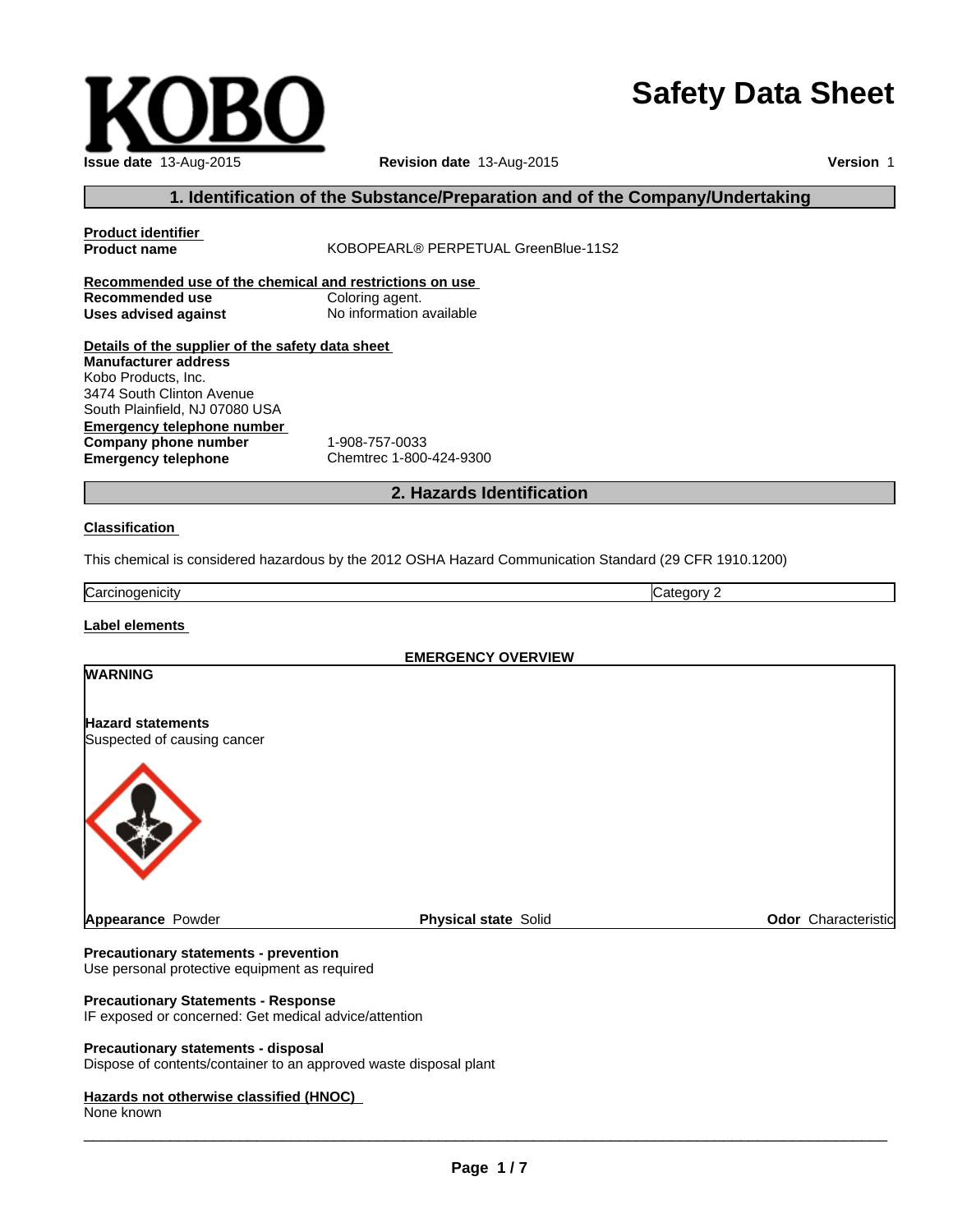# Safety Data Sheet

**Issue date** 13-Aug-2015 **Revision date** 13-Aug-2015 **Version** 1

## 1. Identification of the Substance/Preparation and of the Company/Undertaking

**Product identifier**

**Product name** KOBOPEARL® PERPETUAL GreenBlue-11S2

**Recommended use of the chemical and restrictions on use**

**Recommended use** Coloring agent.
**Uses advised against** No information available

**Details of the supplier of the safety data sheet**

**Manufacturer address**
Kobo Products, Inc.
3474 South Clinton Avenue
South Plainfield, NJ 07080 USA

**Emergency telephone number**

**Company phone number** 1-908-757-0033
**Emergency telephone** Chemtrec 1-800-424-9300

## 2. Hazards Identification

**Classification**

This chemical is considered hazardous by the 2012 OSHA Hazard Communication Standard (29 CFR 1910.1200)

| Carcinogenicity | Category 2 |
|---|---|

**Label elements**

**EMERGENCY OVERVIEW**

**WARNING**

**Hazard statements**
Suspected of causing cancer

**Appearance** Powder **Physical state** Solid **Odor** Characteristic

**Precautionary statements - prevention**
Use personal protective equipment as required

**Precautionary Statements - Response**
IF exposed or concerned: Get medical advice/attention

**Precautionary statements - disposal**
Dispose of contents/container to an approved waste disposal plant

**Hazards not otherwise classified (HNOC)**
None known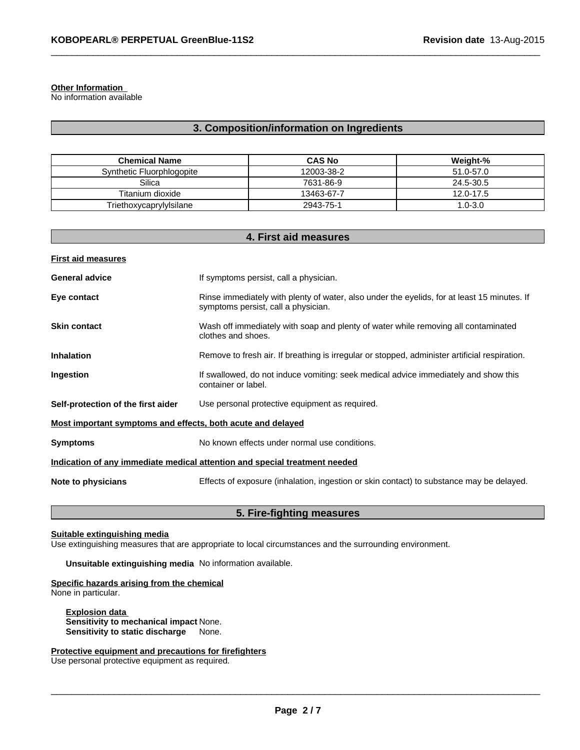**Other Information**
No information available

## 3. Composition/information on Ingredients

| Chemical Name | CAS No | Weight-% |
|---|---|---|
| Synthetic Fluorphlogopite | 12003-38-2 | 51.0-57.0 |
| Silica | 7631-86-9 | 24.5-30.5 |
| Titanium dioxide | 13463-67-7 | 12.0-17.5 |
| Triethoxycaprylylsilane | 2943-75-1 | 1.0-3.0 |

## 4. First aid measures

**First aid measures**

**General advice** If symptoms persist, call a physician.

**Eye contact** Rinse immediately with plenty of water, also under the eyelids, for at least 15 minutes. If symptoms persist, call a physician.

**Skin contact** Wash off immediately with soap and plenty of water while removing all contaminated clothes and shoes.

**Inhalation** Remove to fresh air. If breathing is irregular or stopped, administer artificial respiration.

**Ingestion** If swallowed, do not induce vomiting: seek medical advice immediately and show this container or label.

**Self-protection of the first aider** Use personal protective equipment as required.

**Most important symptoms and effects, both acute and delayed**

**Symptoms** No known effects under normal use conditions.

**Indication of any immediate medical attention and special treatment needed**

**Note to physicians** Effects of exposure (inhalation, ingestion or skin contact) to substance may be delayed.

## 5. Fire-fighting measures

**Suitable extinguishing media**
Use extinguishing measures that are appropriate to local circumstances and the surrounding environment.

**Unsuitable extinguishing media** No information available.

**Specific hazards arising from the chemical**
None in particular.

**Explosion data**
**Sensitivity to mechanical impact** None.
**Sensitivity to static discharge** None.

**Protective equipment and precautions for firefighters**
Use personal protective equipment as required.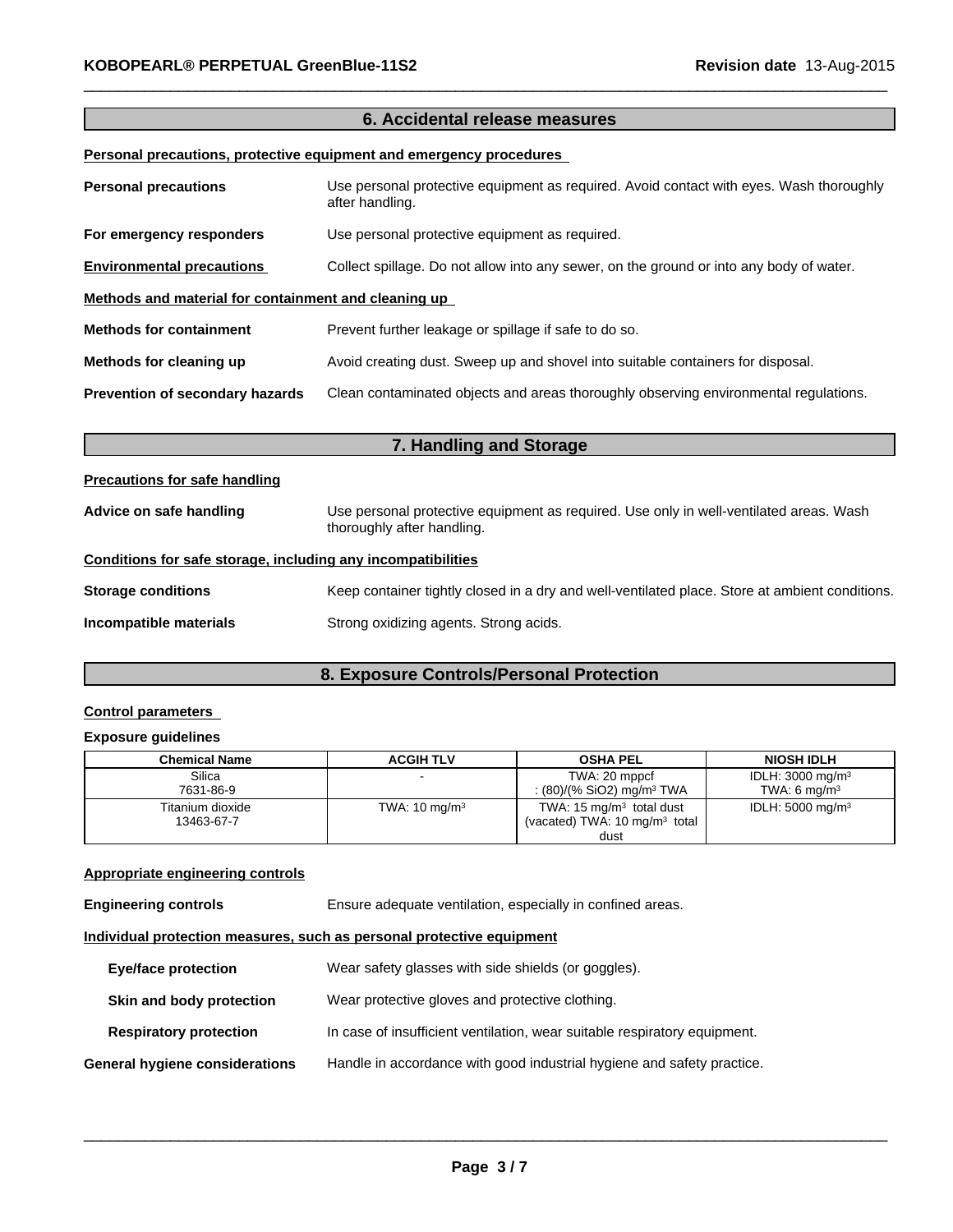## 6. Accidental release measures

**Personal precautions, protective equipment and emergency procedures**

**Personal precautions** Use personal protective equipment as required. Avoid contact with eyes. Wash thoroughly after handling.

**For emergency responders** Use personal protective equipment as required.

**Environmental precautions** Collect spillage. Do not allow into any sewer, on the ground or into any body of water.

**Methods and material for containment and cleaning up**

**Methods for containment** Prevent further leakage or spillage if safe to do so.

**Methods for cleaning up** Avoid creating dust. Sweep up and shovel into suitable containers for disposal.

**Prevention of secondary hazards** Clean contaminated objects and areas thoroughly observing environmental regulations.

## 7. Handling and Storage

**Precautions for safe handling**

**Advice on safe handling** Use personal protective equipment as required. Use only in well-ventilated areas. Wash thoroughly after handling.

**Conditions for safe storage, including any incompatibilities**

**Storage conditions** Keep container tightly closed in a dry and well-ventilated place. Store at ambient conditions.

**Incompatible materials** Strong oxidizing agents. Strong acids.

## 8. Exposure Controls/Personal Protection

**Control parameters**

**Exposure guidelines**

| Chemical Name | ACGIH TLV | OSHA PEL | NIOSH IDLH |
|---|---|---|---|
| Silica 7631-86-9 | - | TWA: 20 mppcf : (80)/(% $SiO_2$) mg/m³ TWA | IDLH: 3000 mg/m³ TWA: 6 mg/m³ |
| Titanium dioxide 13463-67-7 | TWA: 10 mg/m³ | TWA: 15 mg/m³ total dust (vacated) TWA: 10 mg/m³ total dust | IDLH: 5000 mg/m³ |

**Appropriate engineering controls**

**Engineering controls** Ensure adequate ventilation, especially in confined areas.

**Individual protection measures, such as personal protective equipment**

**Eye/face protection** Wear safety glasses with side shields (or goggles).

**Skin and body protection** Wear protective gloves and protective clothing.

**Respiratory protection** In case of insufficient ventilation, wear suitable respiratory equipment.

**General hygiene considerations** Handle in accordance with good industrial hygiene and safety practice.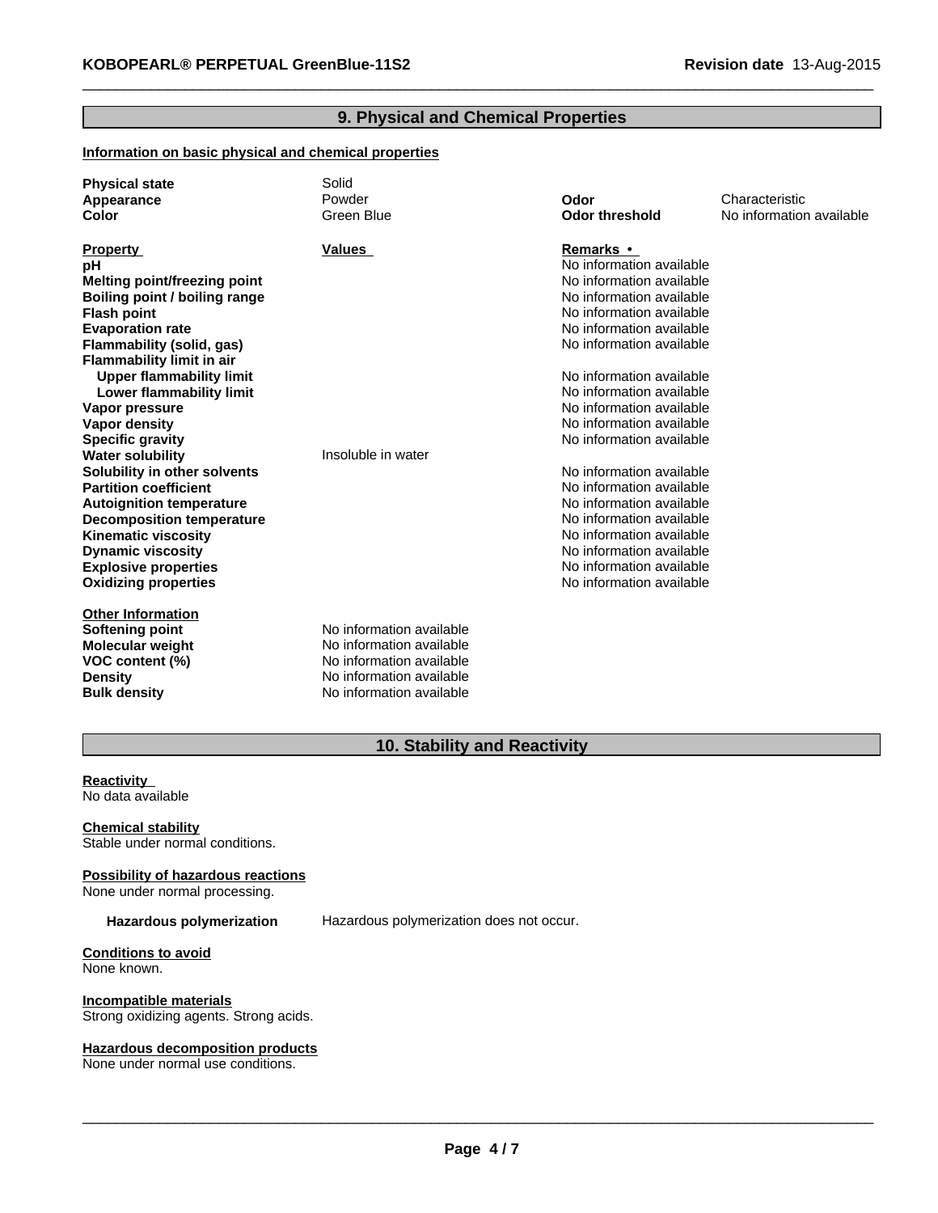## 9. Physical and Chemical Properties

**Information on basic physical and chemical properties**

| | | | |
|---|---|---|---|
| **Physical state** | Solid | | |
| **Appearance** | Powder | **Odor** | Characteristic |
| **Color** | Green Blue | **Odor threshold** | No information available |

| **Property** | **Values** | **Remarks •** |
|---|---|---|
| **pH** | | No information available |
| **Melting point/freezing point** | | No information available |
| **Boiling point / boiling range** | | No information available |
| **Flash point** | | No information available |
| **Evaporation rate** | | No information available |
| **Flammability (solid, gas)** | | No information available |
| **Flammability limit in air** | | |
| **Upper flammability limit** | | No information available |
| **Lower flammability limit** | | No information available |
| **Vapor pressure** | | No information available |
| **Vapor density** | | No information available |
| **Specific gravity** | | No information available |
| **Water solubility** | Insoluble in water | |
| **Solubility in other solvents** | | No information available |
| **Partition coefficient** | | No information available |
| **Autoignition temperature** | | No information available |
| **Decomposition temperature** | | No information available |
| **Kinematic viscosity** | | No information available |
| **Dynamic viscosity** | | No information available |
| **Explosive properties** | | No information available |
| **Oxidizing properties** | | No information available |

**Other Information**

| | |
|---|---|
| **Softening point** | No information available |
| **Molecular weight** | No information available |
| **VOC content (%)** | No information available |
| **Density** | No information available |
| **Bulk density** | No information available |

## 10. Stability and Reactivity

**Reactivity**
No data available

**Chemical stability**
Stable under normal conditions.

**Possibility of hazardous reactions**
None under normal processing.

**Hazardous polymerization** Hazardous polymerization does not occur.

**Conditions to avoid**
None known.

**Incompatible materials**
Strong oxidizing agents. Strong acids.

**Hazardous decomposition products**
None under normal use conditions.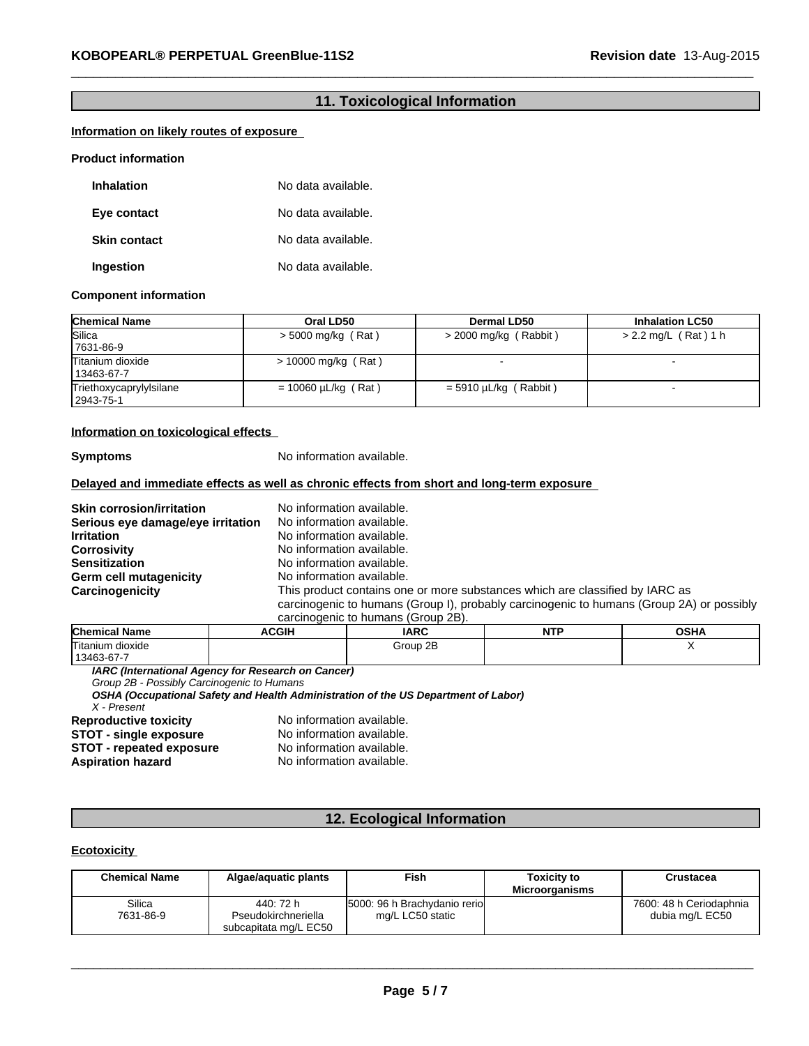## 11. Toxicological Information

**Information on likely routes of exposure**

**Product information**

**Inhalation** No data available.

**Eye contact** No data available.

**Skin contact** No data available.

**Ingestion** No data available.

**Component information**

| Chemical Name | Oral LD50 | Dermal LD50 | Inhalation LC50 |
|---|---|---|---|
| Silica<br>7631-86-9 | > 5000 mg/kg ( Rat ) | > 2000 mg/kg ( Rabbit ) | > 2.2 mg/L ( Rat ) 1 h |
| Titanium dioxide<br>13463-67-7 | > 10000 mg/kg ( Rat ) | - | - |
| Triethoxycaprylylsilane<br>2943-75-1 | = 10060 µL/kg ( Rat ) | = 5910 µL/kg ( Rabbit ) | - |

**Information on toxicological effects**

**Symptoms** No information available.

**Delayed and immediate effects as well as chronic effects from short and long-term exposure**

**Skin corrosion/irritation** No information available.
**Serious eye damage/eye irritation** No information available.
**Irritation** No information available.
**Corrosivity** No information available.
**Sensitization** No information available.
**Germ cell mutagenicity** No information available.
**Carcinogenicity** This product contains one or more substances which are classified by IARC as carcinogenic to humans (Group I), probably carcinogenic to humans (Group 2A) or possibly carcinogenic to humans (Group 2B).

| Chemical Name | ACGIH | IARC | NTP | OSHA |
|---|---|---|---|---|
| Titanium dioxide<br>13463-67-7 | | Group 2B | | X |

***IARC (International Agency for Research on Cancer)***
*Group 2B - Possibly Carcinogenic to Humans*
***OSHA (Occupational Safety and Health Administration of the US Department of Labor)***
*X - Present*

**Reproductive toxicity** No information available.
**STOT - single exposure** No information available.
**STOT - repeated exposure** No information available.
**Aspiration hazard** No information available.

## 12. Ecological Information

**Ecotoxicity**

| Chemical Name | Algae/aquatic plants | Fish | Toxicity to Microorganisms | Crustacea |
|---|---|---|---|---|
| Silica<br>7631-86-9 | 440: 72 h Pseudokirchneriella subcapitata mg/L EC50 | 5000: 96 h Brachydanio rerio mg/L LC50 static | | 7600: 48 h Ceriodaphnia dubia mg/L EC50 |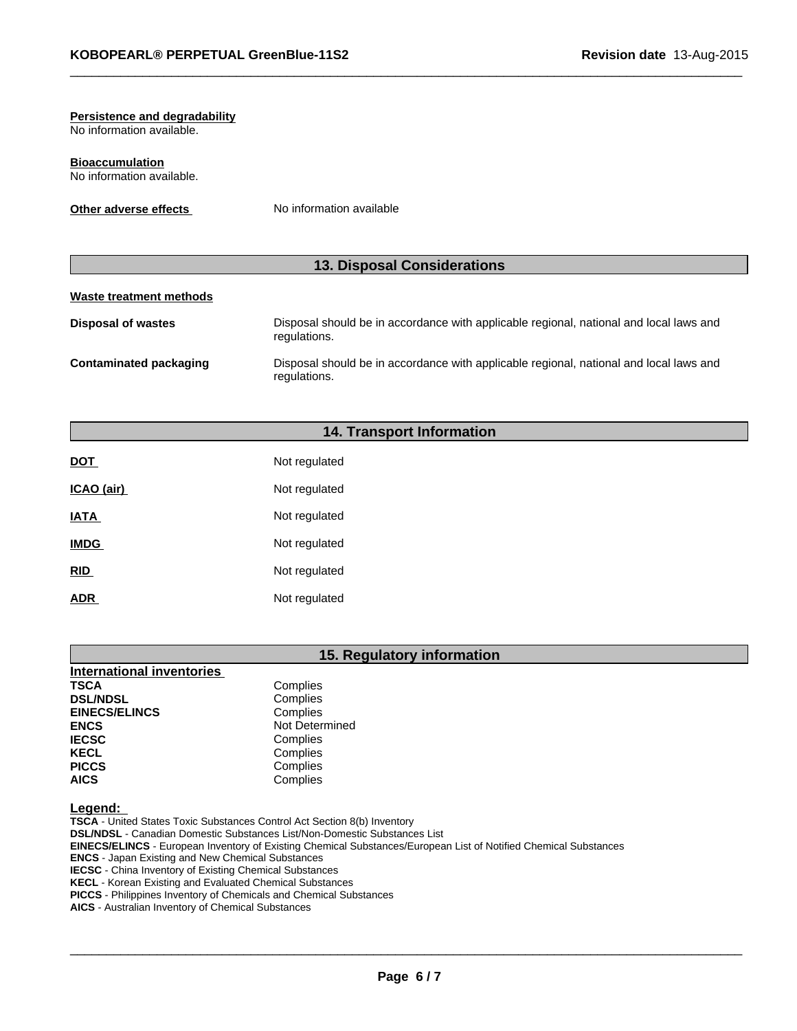**Persistence and degradability**
No information available.

**Bioaccumulation**
No information available.

**Other adverse effects** No information available

## 13. Disposal Considerations

**Waste treatment methods**

| | |
|---|---|
| **Disposal of wastes** | Disposal should be in accordance with applicable regional, national and local laws and regulations. |
| **Contaminated packaging** | Disposal should be in accordance with applicable regional, national and local laws and regulations. |

## 14. Transport Information

| | |
|---|---|
| **DOT** | Not regulated |
| **ICAO (air)** | Not regulated |
| **IATA** | Not regulated |
| **IMDG** | Not regulated |
| **RID** | Not regulated |
| **ADR** | Not regulated |

## 15. Regulatory information

**International inventories**

| | |
|---|---|
| **TSCA** | Complies |
| **DSL/NDSL** | Complies |
| **EINECS/ELINCS** | Complies |
| **ENCS** | Not Determined |
| **IECSC** | Complies |
| **KECL** | Complies |
| **PICCS** | Complies |
| **AICS** | Complies |

**Legend:**
**TSCA** - United States Toxic Substances Control Act Section 8(b) Inventory
**DSL/NDSL** - Canadian Domestic Substances List/Non-Domestic Substances List
**EINECS/ELINCS** - European Inventory of Existing Chemical Substances/European List of Notified Chemical Substances
**ENCS** - Japan Existing and New Chemical Substances
**IECSC** - China Inventory of Existing Chemical Substances
**KECL** - Korean Existing and Evaluated Chemical Substances
**PICCS** - Philippines Inventory of Chemicals and Chemical Substances
**AICS** - Australian Inventory of Chemical Substances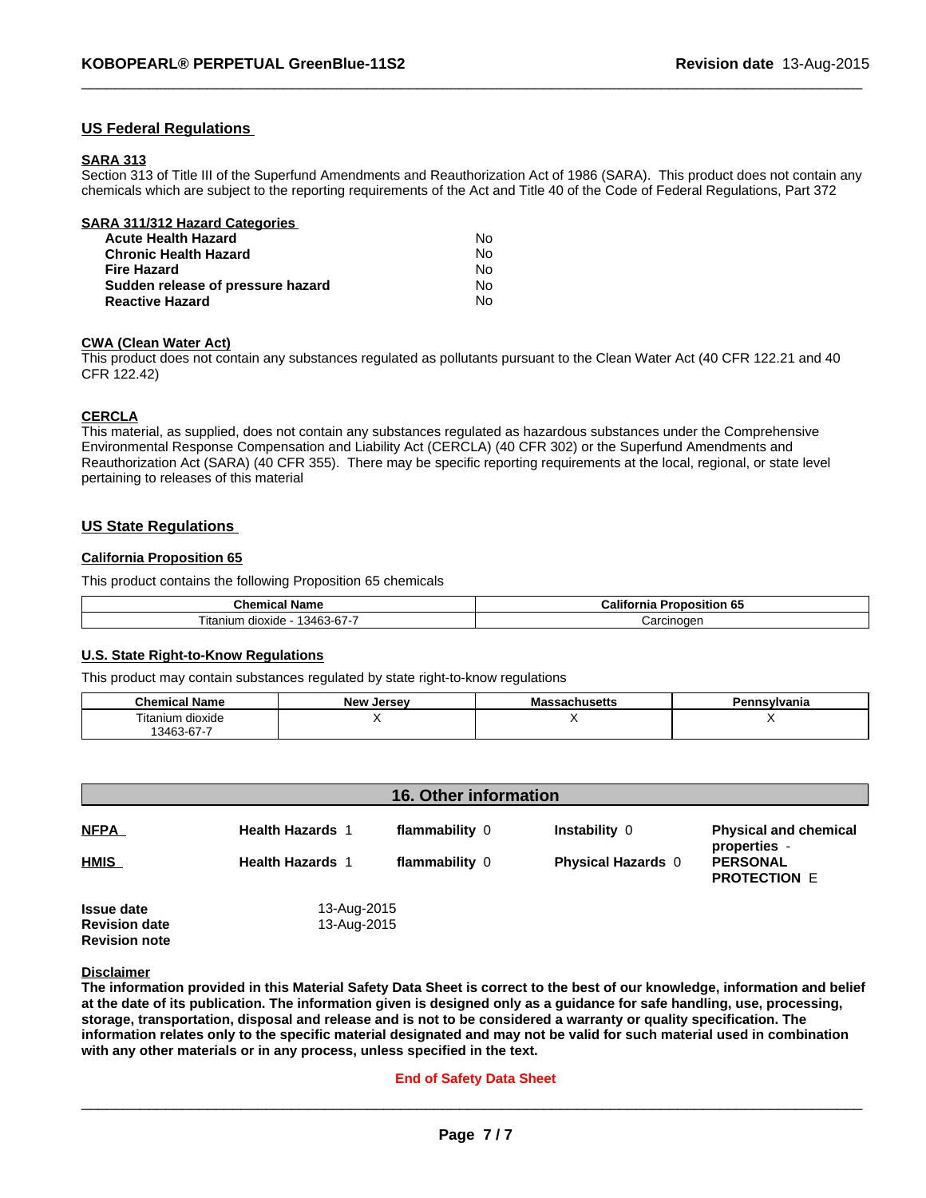## US Federal Regulations

### SARA 313

Section 313 of Title III of the Superfund Amendments and Reauthorization Act of 1986 (SARA). This product does not contain any chemicals which are subject to the reporting requirements of the Act and Title 40 of the Code of Federal Regulations, Part 372

### SARA 311/312 Hazard Categories

| | |
|---|---|
| **Acute Health Hazard** | No |
| **Chronic Health Hazard** | No |
| **Fire Hazard** | No |
| **Sudden release of pressure hazard** | No |
| **Reactive Hazard** | No |

### CWA (Clean Water Act)

This product does not contain any substances regulated as pollutants pursuant to the Clean Water Act (40 CFR 122.21 and 40 CFR 122.42)

### CERCLA

This material, as supplied, does not contain any substances regulated as hazardous substances under the Comprehensive Environmental Response Compensation and Liability Act (CERCLA) (40 CFR 302) or the Superfund Amendments and Reauthorization Act (SARA) (40 CFR 355). There may be specific reporting requirements at the local, regional, or state level pertaining to releases of this material

## US State Regulations

### California Proposition 65

This product contains the following Proposition 65 chemicals

| Chemical Name | California Proposition 65 |
|---|---|
| Titanium dioxide - 13463-67-7 | Carcinogen |

### U.S. State Right-to-Know Regulations

This product may contain substances regulated by state right-to-know regulations

| Chemical Name | New Jersey | Massachusetts | Pennsylvania |
|---|---|---|---|
| Titanium dioxide 13463-67-7 | X | X | X |

## 16. Other information

| | | | | |
|---|---|---|---|---|
| **NFPA** | **Health Hazards** 1 | **flammability** 0 | **Instability** 0 | **Physical and chemical properties** - |
| **HMIS** | **Health Hazards** 1 | **flammability** 0 | **Physical Hazards** 0 | **PERSONAL PROTECTION** E |

| | |
|---|---|
| **Issue date** | 13-Aug-2015 |
| **Revision date** | 13-Aug-2015 |
| **Revision note** | |

### Disclaimer

**The information provided in this Material Safety Data Sheet is correct to the best of our knowledge, information and belief at the date of its publication. The information given is designed only as a guidance for safe handling, use, processing, storage, transportation, disposal and release and is not to be considered a warranty or quality specification. The information relates only to the specific material designated and may not be valid for such material used in combination with any other materials or in any process, unless specified in the text.**

**End of Safety Data Sheet**